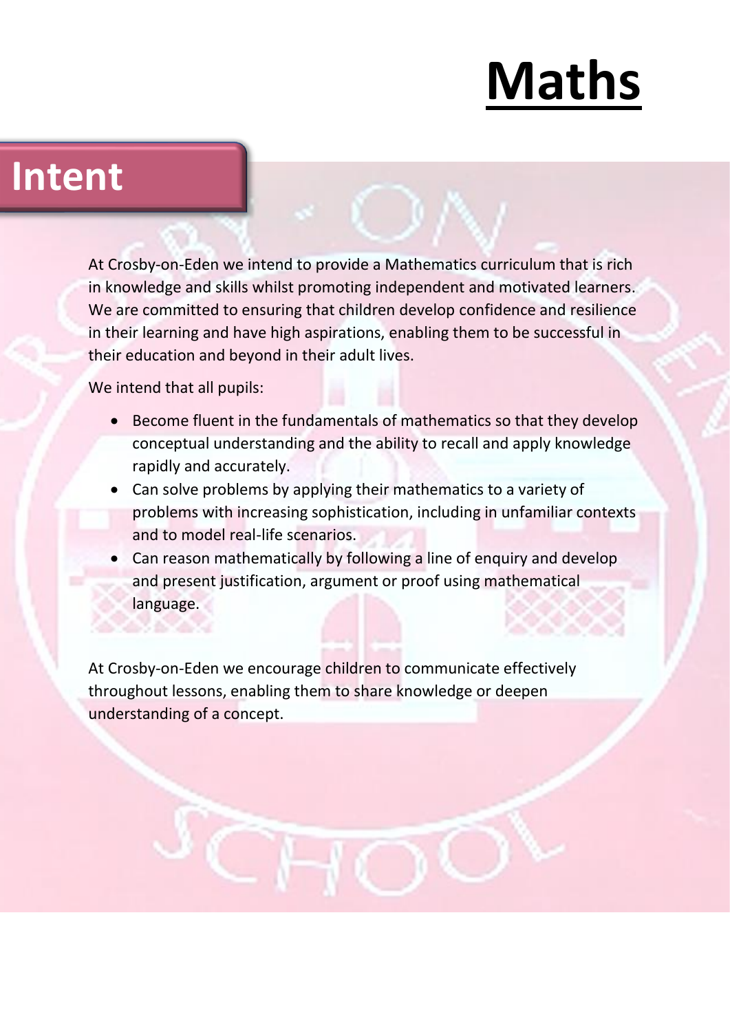# Maths

## Intent

At Crosby-on-Eden we intend to provide a Mathematics curriculum that is rich in knowledge and skills whilst promoting independent and motivated learners. We are committed to ensuring that children develop confidence and resilience in their learning and have high aspirations, enabling them to be successful in their education and beyond in their adult lives.

We intend that all pupils:

- Become fluent in the fundamentals of mathematics so that they develop conceptual understanding and the ability to recall and apply knowledge rapidly and accurately.
- Can solve problems by applying their mathematics to a variety of problems with increasing sophistication, including in unfamiliar contexts and to model real-life scenarios.
- Can reason mathematically by following a line of enquiry and develop and present justification, argument or proof using mathematical language.

At Crosby-on-Eden we encourage children to communicate effectively throughout lessons, enabling them to share knowledge or deepen understanding of a concept.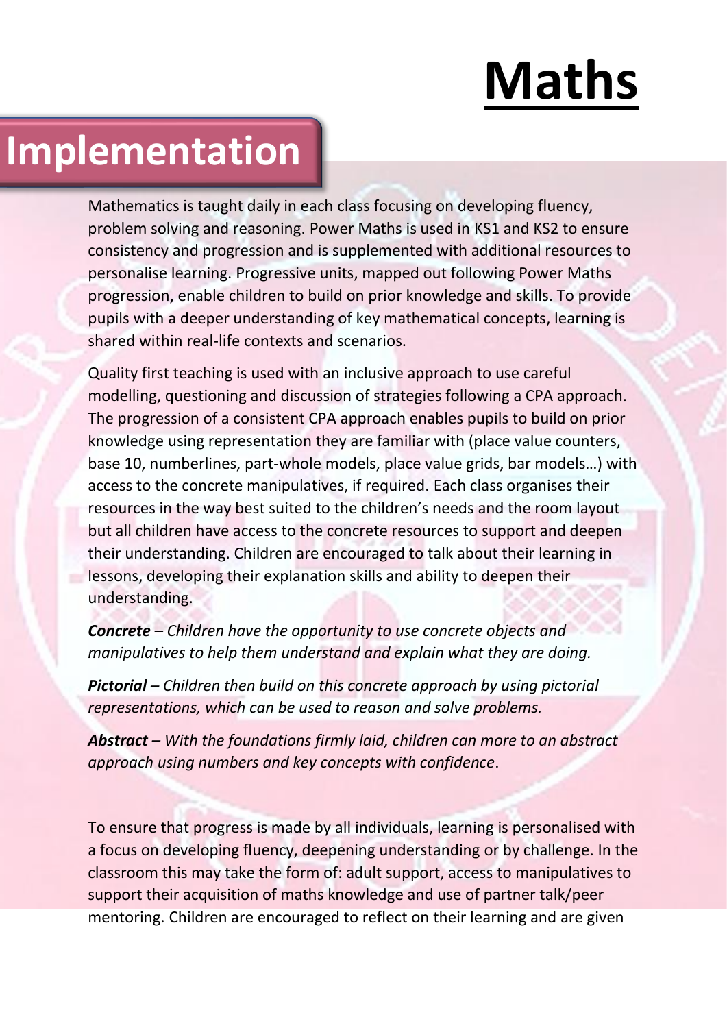# Maths

## Implementation

Mathematics is taught daily in each class focusing on developing fluency, problem solving and reasoning. Power Maths is used in KS1 and KS2 to ensure consistency and progression and is supplemented with additional resources to personalise learning. Progressive units, mapped out following Power Maths progression, enable children to build on prior knowledge and skills. To provide pupils with a deeper understanding of key mathematical concepts, learning is shared within real-life contexts and scenarios.

Quality first teaching is used with an inclusive approach to use careful modelling, questioning and discussion of strategies following a CPA approach. The progression of a consistent CPA approach enables pupils to build on prior knowledge using representation they are familiar with (place value counters, base 10, numberlines, part-whole models, place value grids, bar models…) with access to the concrete manipulatives, if required. Each class organises their resources in the way best suited to the children's needs and the room layout but all children have access to the concrete resources to support and deepen their understanding. Children are encouraged to talk about their learning in lessons, developing their explanation skills and ability to deepen their understanding.

***Concrete*** *– Children have the opportunity to use concrete objects and manipulatives to help them understand and explain what they are doing.*

***Pictorial*** *– Children then build on this concrete approach by using pictorial representations, which can be used to reason and solve problems.*

***Abstract*** *– With the foundations firmly laid, children can more to an abstract approach using numbers and key concepts with confidence*.

To ensure that progress is made by all individuals, learning is personalised with a focus on developing fluency, deepening understanding or by challenge. In the classroom this may take the form of: adult support, access to manipulatives to support their acquisition of maths knowledge and use of partner talk/peer mentoring. Children are encouraged to reflect on their learning and are given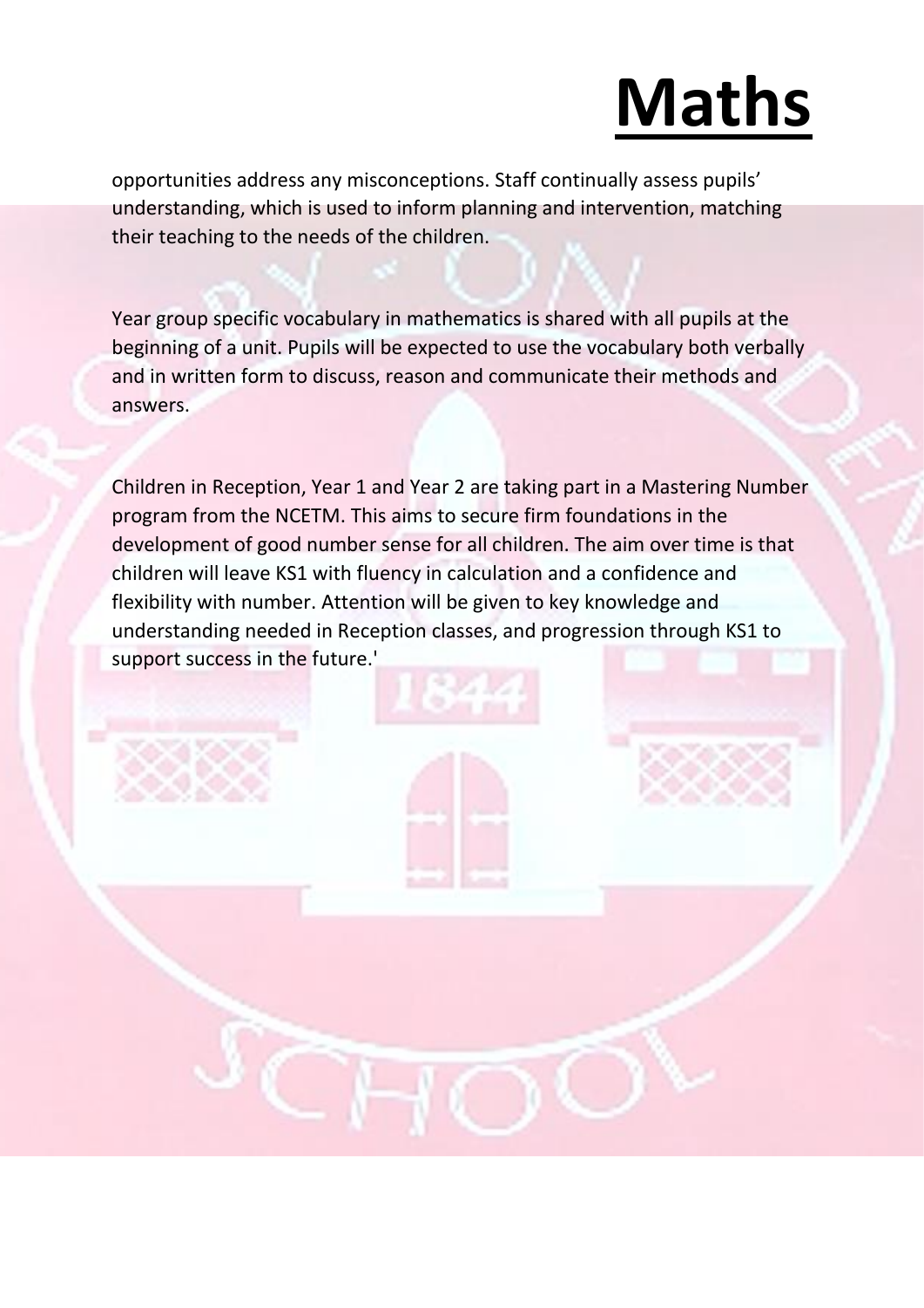# Maths

opportunities address any misconceptions. Staff continually assess pupils' understanding, which is used to inform planning and intervention, matching their teaching to the needs of the children.

Year group specific vocabulary in mathematics is shared with all pupils at the beginning of a unit. Pupils will be expected to use the vocabulary both verbally and in written form to discuss, reason and communicate their methods and answers.

Children in Reception, Year 1 and Year 2 are taking part in a Mastering Number program from the NCETM. This aims to secure firm foundations in the development of good number sense for all children. The aim over time is that children will leave KS1 with fluency in calculation and a confidence and flexibility with number. Attention will be given to key knowledge and understanding needed in Reception classes, and progression through KS1 to support success in the future.'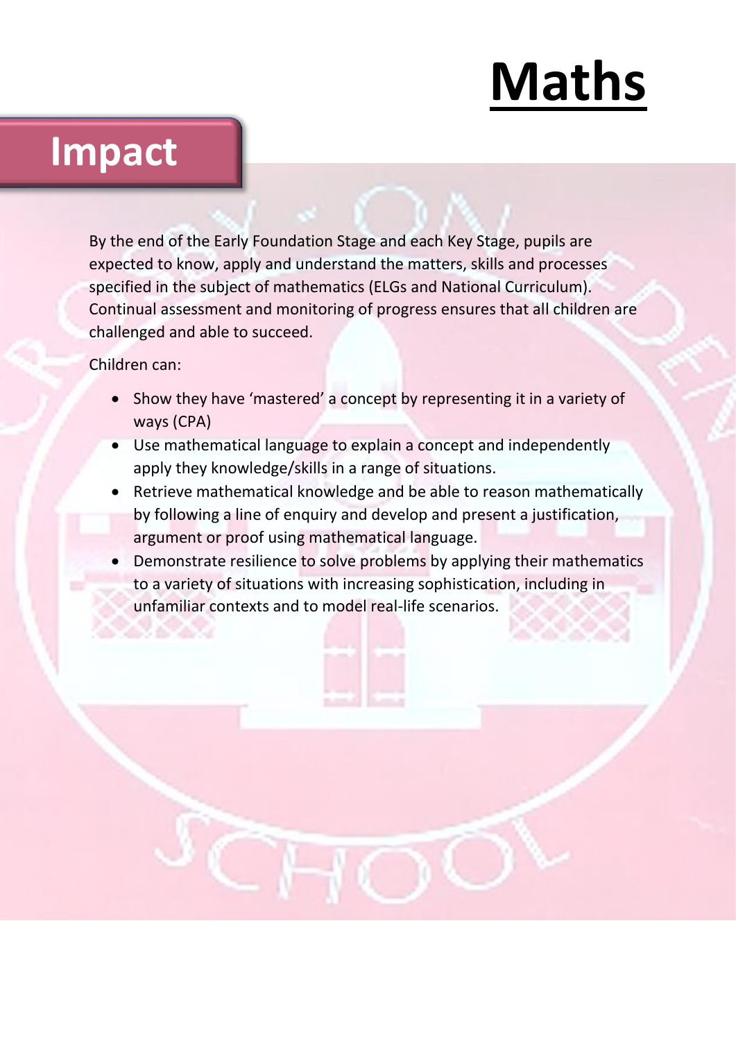# Maths

## Impact

By the end of the Early Foundation Stage and each Key Stage, pupils are expected to know, apply and understand the matters, skills and processes specified in the subject of mathematics (ELGs and National Curriculum). Continual assessment and monitoring of progress ensures that all children are challenged and able to succeed.

Children can:

- Show they have 'mastered' a concept by representing it in a variety of ways (CPA)
- Use mathematical language to explain a concept and independently apply they knowledge/skills in a range of situations.
- Retrieve mathematical knowledge and be able to reason mathematically by following a line of enquiry and develop and present a justification, argument or proof using mathematical language.
- Demonstrate resilience to solve problems by applying their mathematics to a variety of situations with increasing sophistication, including in unfamiliar contexts and to model real-life scenarios.